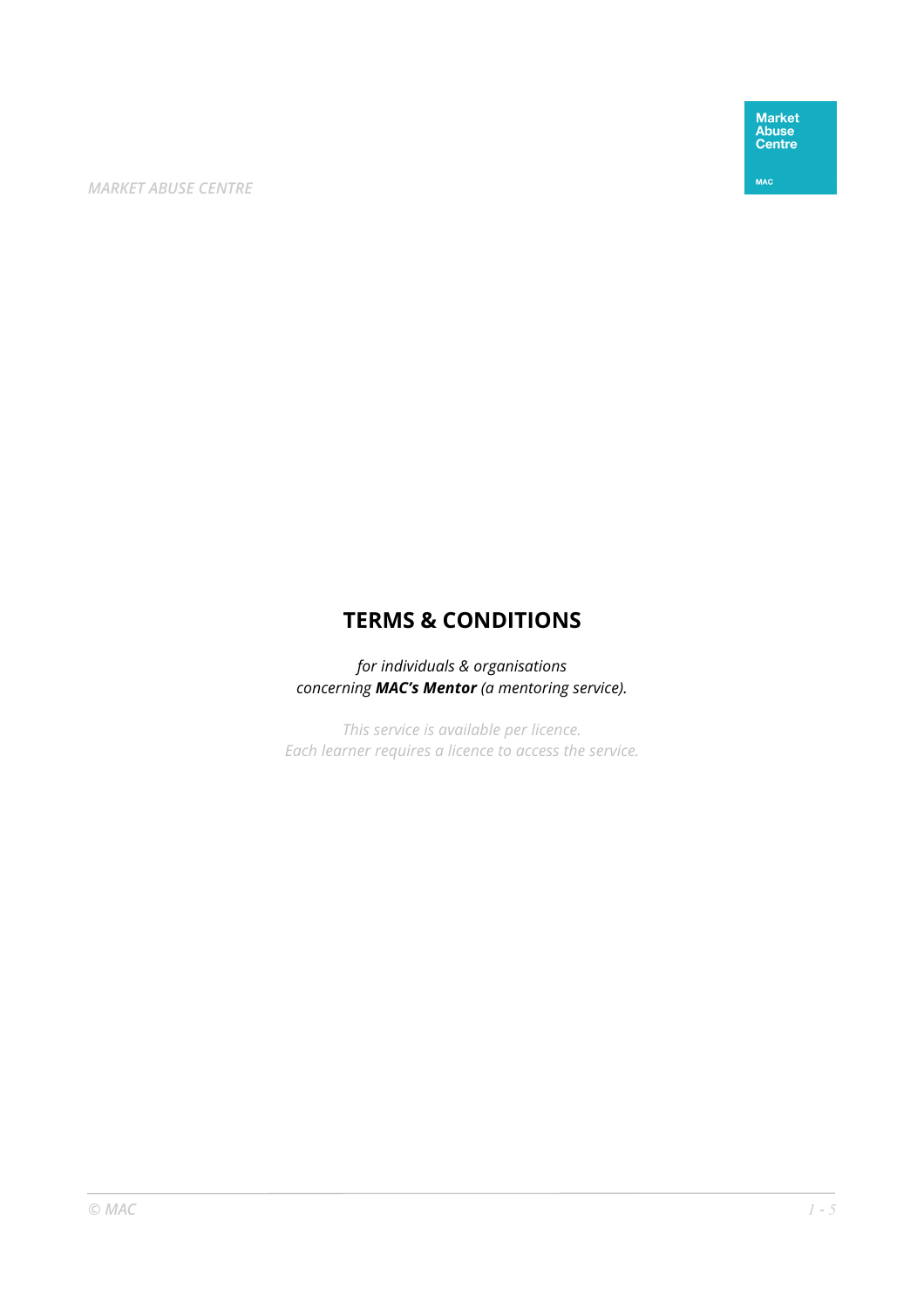# TERMS & CONDITIONS

*for individuals & organisations*
*concerning **MAC's Mentor** (a mentoring service).*

*This service is available per licence.*
*Each learner requires a licence to access the service.*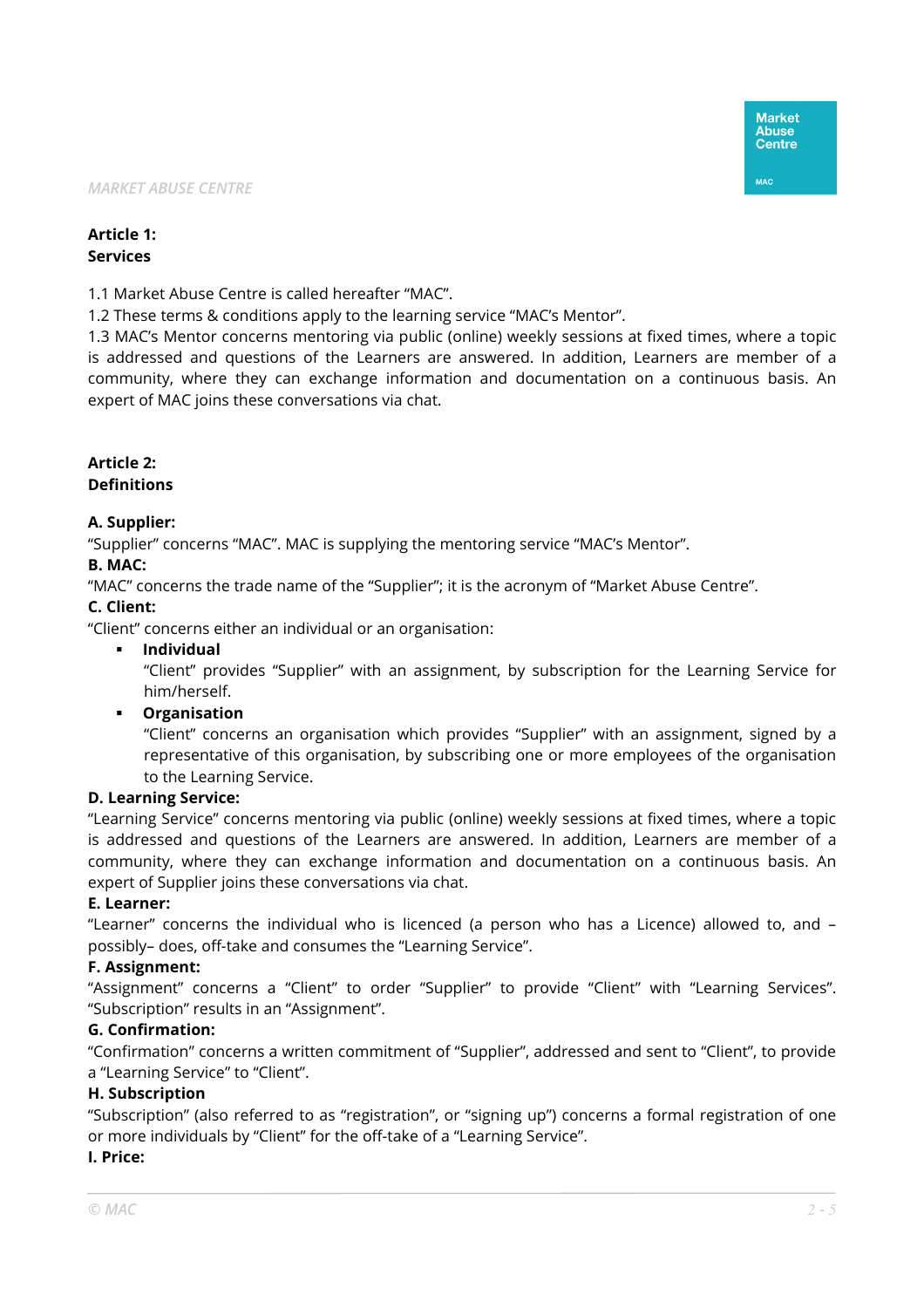## Article 1:
## Services

1.1 Market Abuse Centre is called hereafter "MAC".
1.2 These terms & conditions apply to the learning service "MAC's Mentor".
1.3 MAC's Mentor concerns mentoring via public (online) weekly sessions at fixed times, where a topic is addressed and questions of the Learners are answered. In addition, Learners are member of a community, where they can exchange information and documentation on a continuous basis. An expert of MAC joins these conversations via chat.

## Article 2:
## Definitions

**A. Supplier:**
"Supplier" concerns "MAC". MAC is supplying the mentoring service "MAC's Mentor".

**B. MAC:**
"MAC" concerns the trade name of the "Supplier"; it is the acronym of "Market Abuse Centre".

**C. Client:**
"Client" concerns either an individual or an organisation:

- **Individual**
  "Client" provides "Supplier" with an assignment, by subscription for the Learning Service for him/herself.
- **Organisation**
  "Client" concerns an organisation which provides "Supplier" with an assignment, signed by a representative of this organisation, by subscribing one or more employees of the organisation to the Learning Service.

**D. Learning Service:**
"Learning Service" concerns mentoring via public (online) weekly sessions at fixed times, where a topic is addressed and questions of the Learners are answered. In addition, Learners are member of a community, where they can exchange information and documentation on a continuous basis. An expert of Supplier joins these conversations via chat.

**E. Learner:**
"Learner" concerns the individual who is licenced (a person who has a Licence) allowed to, and – possibly– does, off-take and consumes the "Learning Service".

**F. Assignment:**
"Assignment" concerns a "Client" to order "Supplier" to provide "Client" with "Learning Services". "Subscription" results in an "Assignment".

**G. Confirmation:**
"Confirmation" concerns a written commitment of "Supplier", addressed and sent to "Client", to provide a "Learning Service" to "Client".

**H. Subscription**
"Subscription" (also referred to as "registration", or "signing up") concerns a formal registration of one or more individuals by "Client" for the off-take of a "Learning Service".

**I. Price:**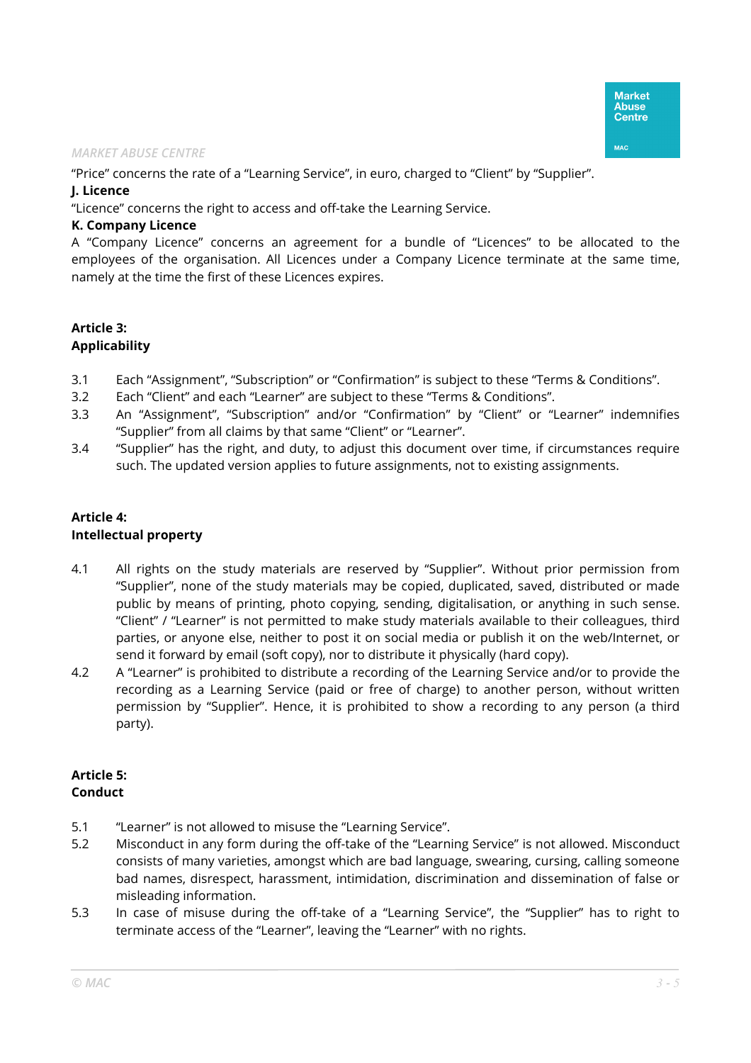"Price" concerns the rate of a "Learning Service", in euro, charged to "Client" by "Supplier".

**J. Licence**

"Licence" concerns the right to access and off-take the Learning Service.

**K. Company Licence**

A "Company Licence" concerns an agreement for a bundle of "Licences" to be allocated to the employees of the organisation. All Licences under a Company Licence terminate at the same time, namely at the time the first of these Licences expires.

## Article 3:
## Applicability

3.1 Each "Assignment", "Subscription" or "Confirmation" is subject to these "Terms & Conditions".

3.2 Each "Client" and each "Learner" are subject to these "Terms & Conditions".

3.3 An "Assignment", "Subscription" and/or "Confirmation" by "Client" or "Learner" indemnifies "Supplier" from all claims by that same "Client" or "Learner".

3.4 "Supplier" has the right, and duty, to adjust this document over time, if circumstances require such. The updated version applies to future assignments, not to existing assignments.

## Article 4:
## Intellectual property

4.1 All rights on the study materials are reserved by "Supplier". Without prior permission from "Supplier", none of the study materials may be copied, duplicated, saved, distributed or made public by means of printing, photo copying, sending, digitalisation, or anything in such sense. "Client" / "Learner" is not permitted to make study materials available to their colleagues, third parties, or anyone else, neither to post it on social media or publish it on the web/Internet, or send it forward by email (soft copy), nor to distribute it physically (hard copy).

4.2 A "Learner" is prohibited to distribute a recording of the Learning Service and/or to provide the recording as a Learning Service (paid or free of charge) to another person, without written permission by "Supplier". Hence, it is prohibited to show a recording to any person (a third party).

## Article 5:
## Conduct

5.1 "Learner" is not allowed to misuse the "Learning Service".

5.2 Misconduct in any form during the off-take of the "Learning Service" is not allowed. Misconduct consists of many varieties, amongst which are bad language, swearing, cursing, calling someone bad names, disrespect, harassment, intimidation, discrimination and dissemination of false or misleading information.

5.3 In case of misuse during the off-take of a "Learning Service", the "Supplier" has to right to terminate access of the "Learner", leaving the "Learner" with no rights.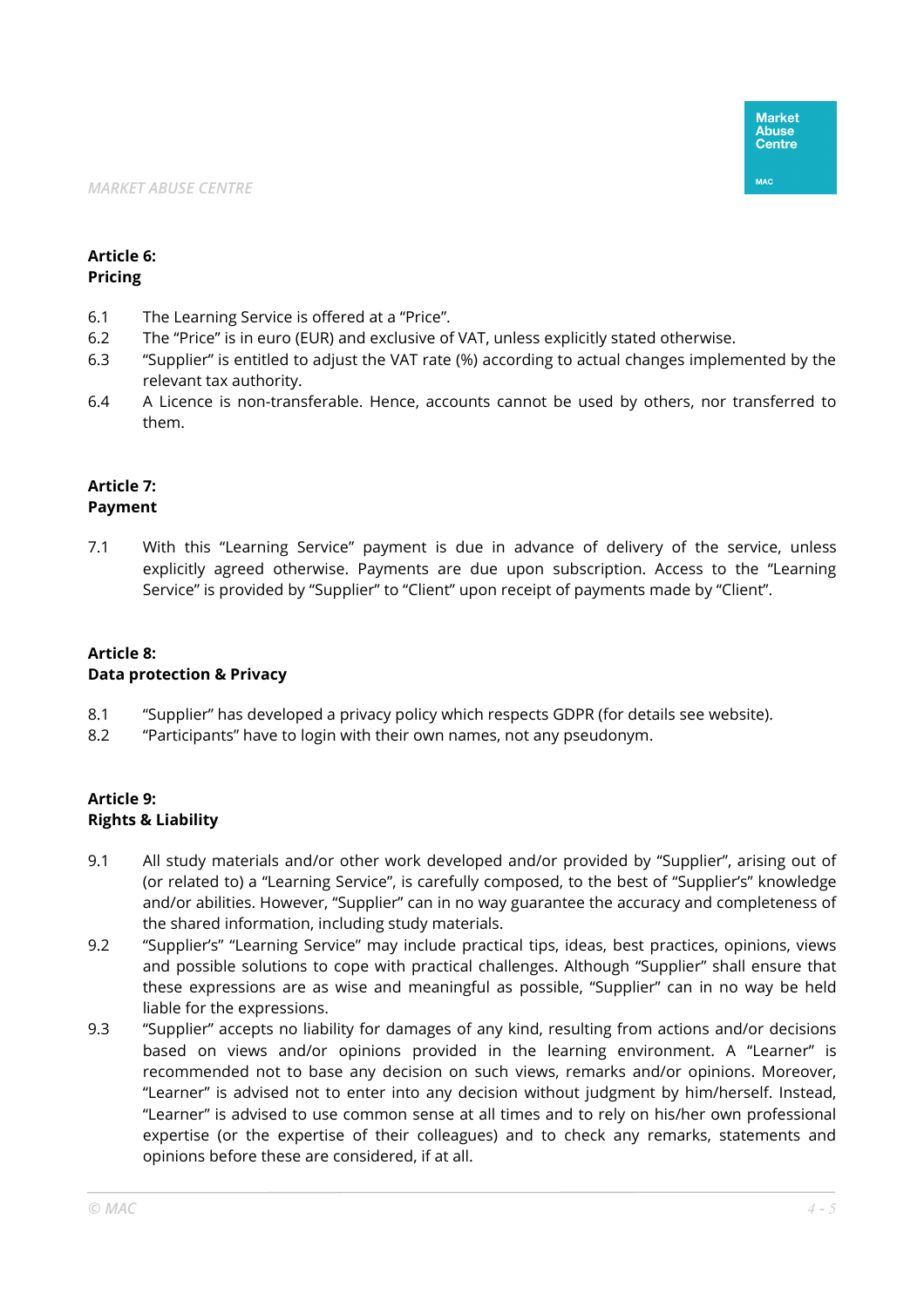## Article 6:
## Pricing

6.1 The Learning Service is offered at a “Price”.

6.2 The “Price” is in euro (EUR) and exclusive of VAT, unless explicitly stated otherwise.

6.3 “Supplier” is entitled to adjust the VAT rate (%) according to actual changes implemented by the relevant tax authority.

6.4 A Licence is non-transferable. Hence, accounts cannot be used by others, nor transferred to them.

## Article 7:
## Payment

7.1 With this “Learning Service” payment is due in advance of delivery of the service, unless explicitly agreed otherwise. Payments are due upon subscription. Access to the “Learning Service” is provided by “Supplier” to “Client” upon receipt of payments made by “Client”.

## Article 8:
## Data protection & Privacy

8.1 “Supplier” has developed a privacy policy which respects GDPR (for details see website).

8.2 “Participants” have to login with their own names, not any pseudonym.

## Article 9:
## Rights & Liability

9.1 All study materials and/or other work developed and/or provided by “Supplier”, arising out of (or related to) a “Learning Service”, is carefully composed, to the best of “Supplier’s” knowledge and/or abilities. However, “Supplier” can in no way guarantee the accuracy and completeness of the shared information, including study materials.

9.2 “Supplier’s” “Learning Service” may include practical tips, ideas, best practices, opinions, views and possible solutions to cope with practical challenges. Although “Supplier” shall ensure that these expressions are as wise and meaningful as possible, “Supplier” can in no way be held liable for the expressions.

9.3 “Supplier” accepts no liability for damages of any kind, resulting from actions and/or decisions based on views and/or opinions provided in the learning environment. A “Learner” is recommended not to base any decision on such views, remarks and/or opinions. Moreover, “Learner” is advised not to enter into any decision without judgment by him/herself. Instead, “Learner” is advised to use common sense at all times and to rely on his/her own professional expertise (or the expertise of their colleagues) and to check any remarks, statements and opinions before these are considered, if at all.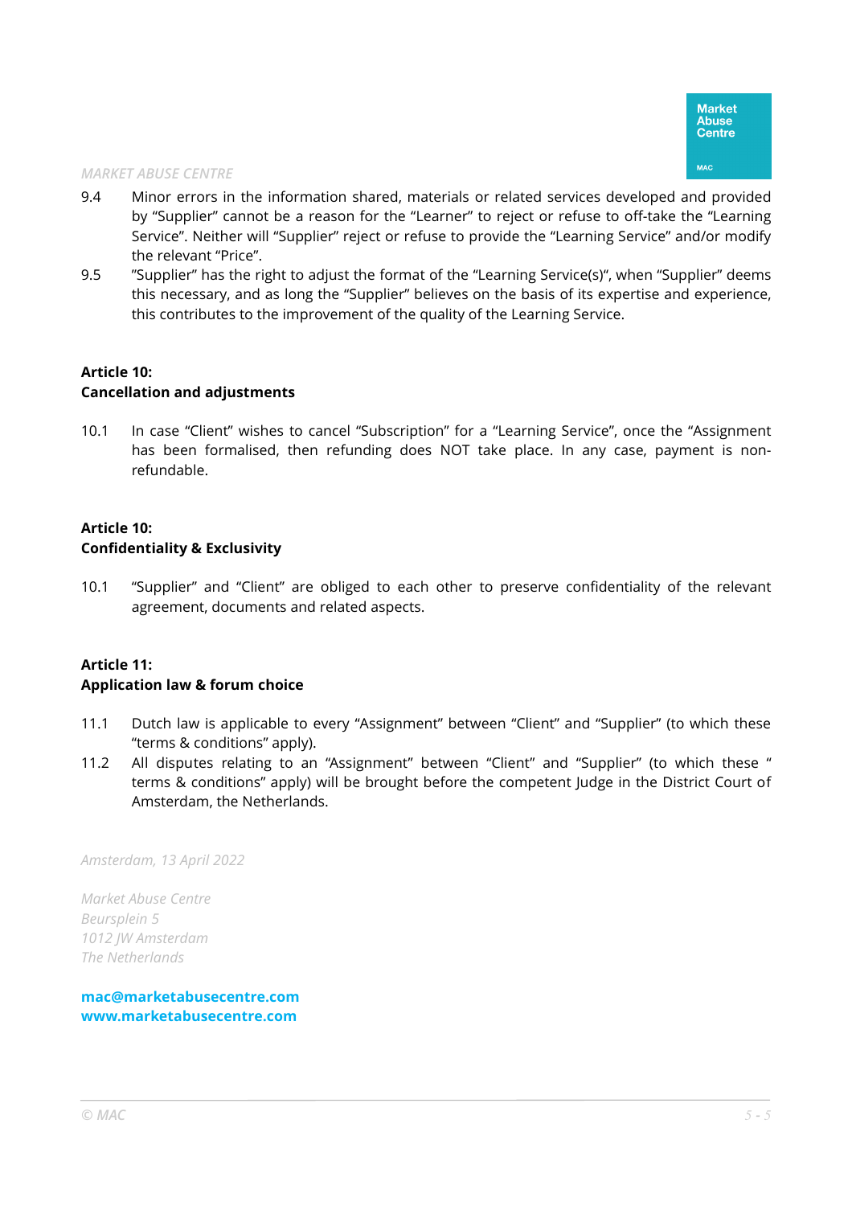9.4 Minor errors in the information shared, materials or related services developed and provided by "Supplier" cannot be a reason for the "Learner" to reject or refuse to off-take the "Learning Service". Neither will "Supplier" reject or refuse to provide the "Learning Service" and/or modify the relevant "Price".

9.5 "Supplier" has the right to adjust the format of the "Learning Service(s)", when "Supplier" deems this necessary, and as long the "Supplier" believes on the basis of its expertise and experience, this contributes to the improvement of the quality of the Learning Service.

**Article 10:**
**Cancellation and adjustments**

10.1 In case "Client" wishes to cancel "Subscription" for a "Learning Service", once the "Assignment has been formalised, then refunding does NOT take place. In any case, payment is non-refundable.

**Article 10:**
**Confidentiality & Exclusivity**

10.1 "Supplier" and "Client" are obliged to each other to preserve confidentiality of the relevant agreement, documents and related aspects.

**Article 11:**
**Application law & forum choice**

11.1 Dutch law is applicable to every "Assignment" between "Client" and "Supplier" (to which these "terms & conditions" apply).

11.2 All disputes relating to an "Assignment" between "Client" and "Supplier" (to which these " terms & conditions" apply) will be brought before the competent Judge in the District Court of Amsterdam, the Netherlands.

*Amsterdam, 13 April 2022*

*Market Abuse Centre*
*Beursplein 5*
*1012 JW Amsterdam*
*The Netherlands*

**mac@marketabusecentre.com**
**www.marketabusecentre.com**